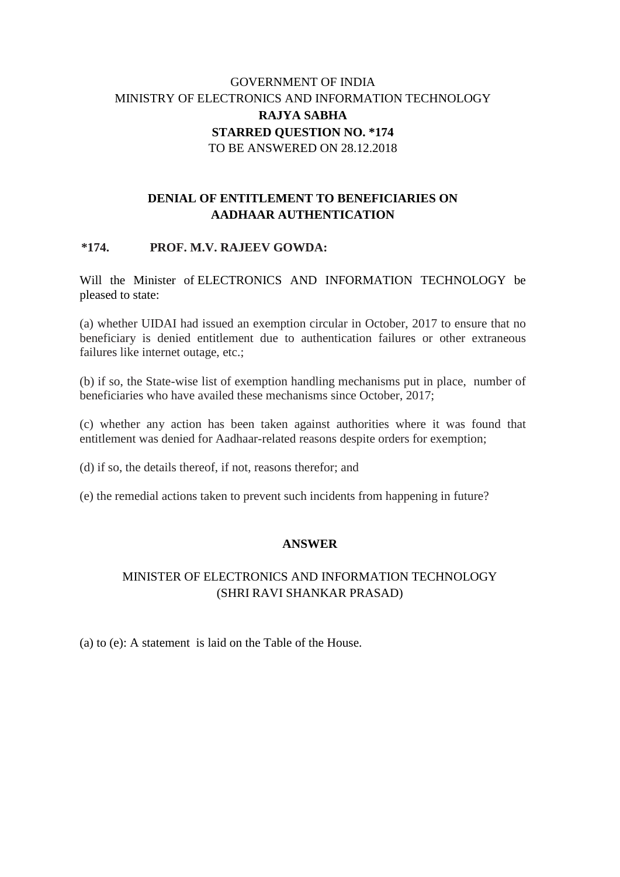GOVERNMENT OF INDIA
MINISTRY OF ELECTRONICS AND INFORMATION TECHNOLOGY
**RAJYA SABHA**
**STARRED QUESTION NO. *174**
TO BE ANSWERED ON 28.12.2018

## DENIAL OF ENTITLEMENT TO BENEFICIARIES ON AADHAAR AUTHENTICATION

**\*174. PROF. M.V. RAJEEV GOWDA:**

Will the Minister of ELECTRONICS AND INFORMATION TECHNOLOGY be pleased to state:

(a) whether UIDAI had issued an exemption circular in October, 2017 to ensure that no beneficiary is denied entitlement due to authentication failures or other extraneous failures like internet outage, etc.;

(b) if so, the State-wise list of exemption handling mechanisms put in place, number of beneficiaries who have availed these mechanisms since October, 2017;

(c) whether any action has been taken against authorities where it was found that entitlement was denied for Aadhaar-related reasons despite orders for exemption;

(d) if so, the details thereof, if not, reasons therefor; and

(e) the remedial actions taken to prevent such incidents from happening in future?

**ANSWER**

MINISTER OF ELECTRONICS AND INFORMATION TECHNOLOGY
(SHRI RAVI SHANKAR PRASAD)

(a) to (e): A statement is laid on the Table of the House.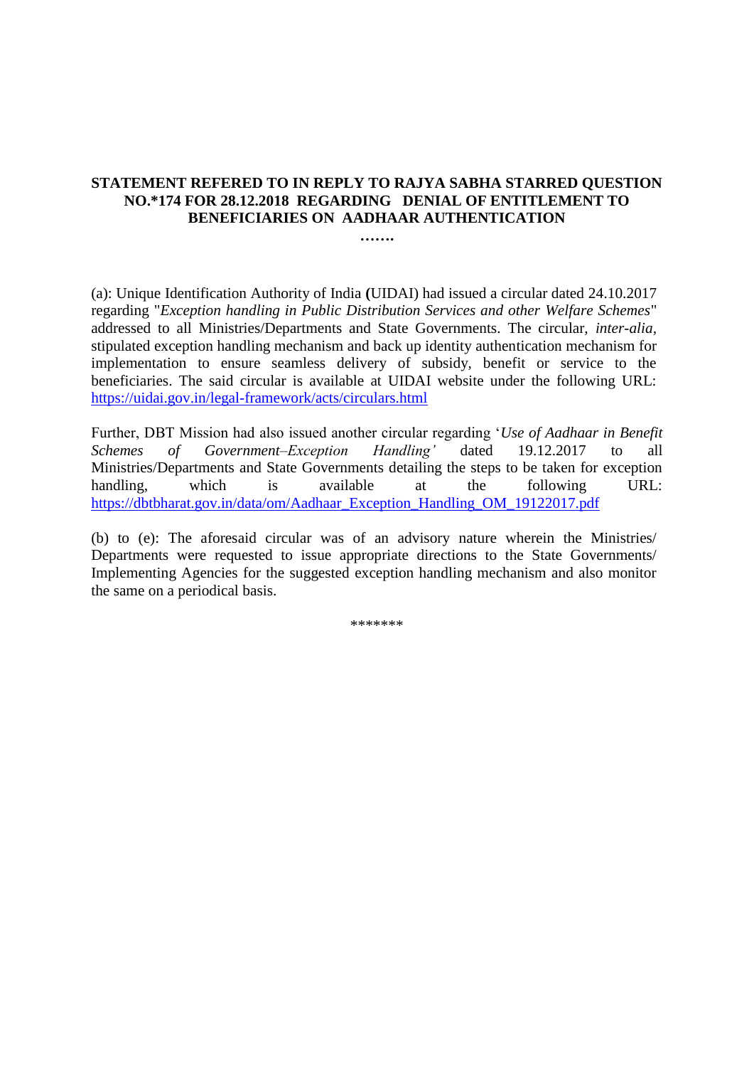**STATEMENT REFERED TO IN REPLY TO RAJYA SABHA STARRED QUESTION NO.*174 FOR 28.12.2018 REGARDING DENIAL OF ENTITLEMENT TO BENEFICIARIES ON AADHAAR AUTHENTICATION**

**…….**

(a): Unique Identification Authority of India **(**UIDAI) had issued a circular dated 24.10.2017 regarding "*Exception handling in Public Distribution Services and other Welfare Schemes*" addressed to all Ministries/Departments and State Governments. The circular, *inter-alia,* stipulated exception handling mechanism and back up identity authentication mechanism for implementation to ensure seamless delivery of subsidy, benefit or service to the beneficiaries. The said circular is available at UIDAI website under the following URL: https://uidai.gov.in/legal-framework/acts/circulars.html

Further, DBT Mission had also issued another circular regarding '*Use of Aadhaar in Benefit Schemes of Government–Exception Handling'* dated 19.12.2017 to all Ministries/Departments and State Governments detailing the steps to be taken for exception handling, which is available at the following URL: https://dbtbharat.gov.in/data/om/Aadhaar_Exception_Handling_OM_19122017.pdf

(b) to (e): The aforesaid circular was of an advisory nature wherein the Ministries/ Departments were requested to issue appropriate directions to the State Governments/ Implementing Agencies for the suggested exception handling mechanism and also monitor the same on a periodical basis.

*******